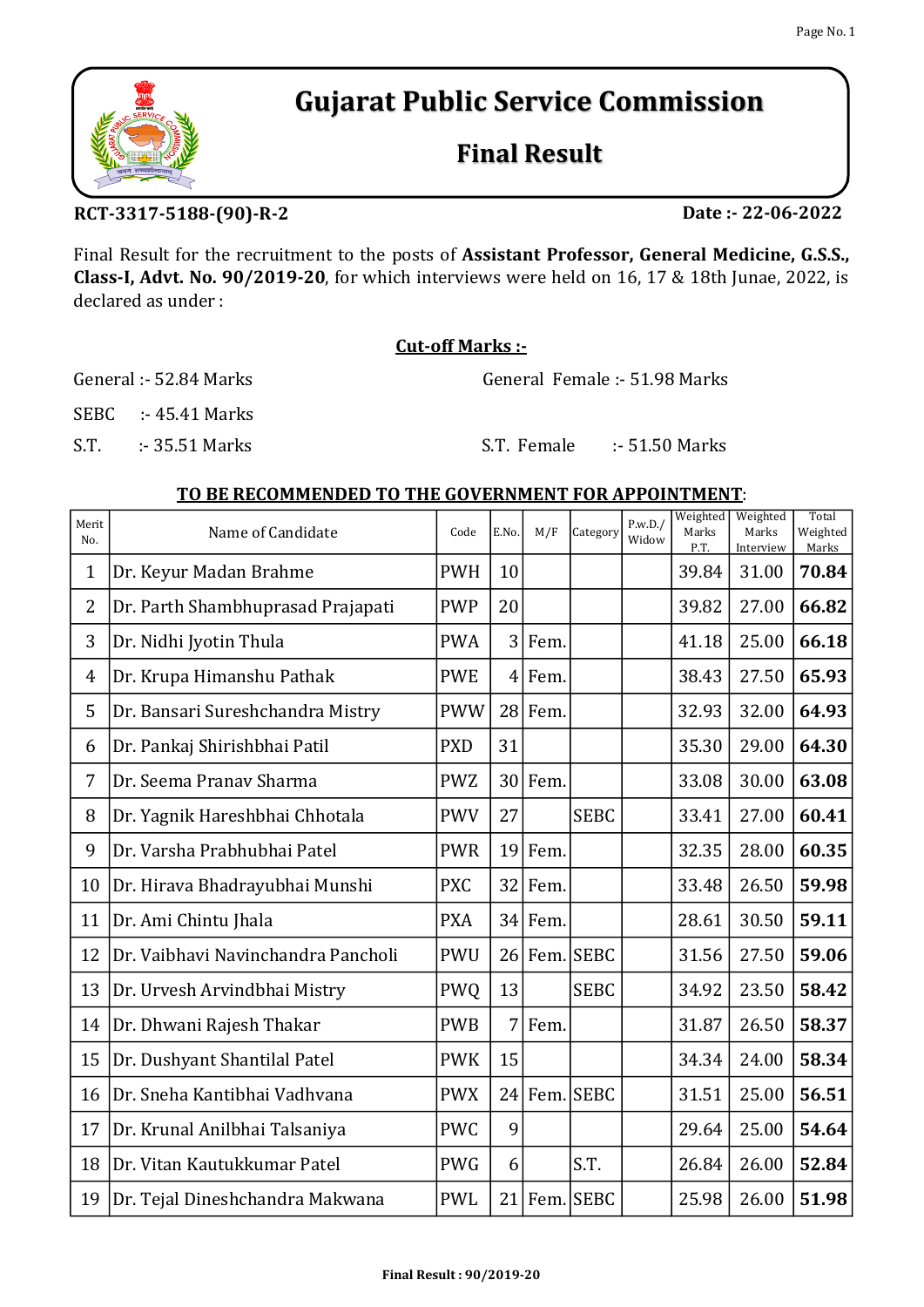# Gujarat Public Service Commission

## Final Result

**RCT-3317-5188-(90)-R-2** **Date :- 22-06-2022**

Final Result for the recruitment to the posts of **Assistant Professor, General Medicine, G.S.S., Class-I, Advt. No. 90/2019-20**, for which interviews were held on 16, 17 & 18th Junae, 2022, is declared as under :

**Cut-off Marks :-**

General :- 52.84 Marks

General Female :- 51.98 Marks

SEBC :- 45.41 Marks

S.T. :- 35.51 Marks

S.T. Female :- 51.50 Marks

**TO BE RECOMMENDED TO THE GOVERNMENT FOR APPOINTMENT**:

| Merit No. | Name of Candidate | Code | E.No. | M/F | Category | P.w.D./ Widow | Weighted Marks P.T. | Weighted Marks Interview | Total Weighted Marks |
|---|---|---|---|---|---|---|---|---|---|
| 1 | Dr. Keyur Madan Brahme | PWH | 10 | | | | 39.84 | 31.00 | **70.84** |
| 2 | Dr. Parth Shambhuprasad Prajapati | PWP | 20 | | | | 39.82 | 27.00 | **66.82** |
| 3 | Dr. Nidhi Jyotin Thula | PWA | 3 | Fem. | | | 41.18 | 25.00 | **66.18** |
| 4 | Dr. Krupa Himanshu Pathak | PWE | 4 | Fem. | | | 38.43 | 27.50 | **65.93** |
| 5 | Dr. Bansari Sureshchandra Mistry | PWW | 28 | Fem. | | | 32.93 | 32.00 | **64.93** |
| 6 | Dr. Pankaj Shirishbhai Patil | PXD | 31 | | | | 35.30 | 29.00 | **64.30** |
| 7 | Dr. Seema Pranav Sharma | PWZ | 30 | Fem. | | | 33.08 | 30.00 | **63.08** |
| 8 | Dr. Yagnik Hareshbhai Chhotala | PWV | 27 | | SEBC | | 33.41 | 27.00 | **60.41** |
| 9 | Dr. Varsha Prabhubhai Patel | PWR | 19 | Fem. | | | 32.35 | 28.00 | **60.35** |
| 10 | Dr. Hirava Bhadrayubhai Munshi | PXC | 32 | Fem. | | | 33.48 | 26.50 | **59.98** |
| 11 | Dr. Ami Chintu Jhala | PXA | 34 | Fem. | | | 28.61 | 30.50 | **59.11** |
| 12 | Dr. Vaibhavi Navinchandra Pancholi | PWU | 26 | Fem. | SEBC | | 31.56 | 27.50 | **59.06** |
| 13 | Dr. Urvesh Arvindbhai Mistry | PWQ | 13 | | SEBC | | 34.92 | 23.50 | **58.42** |
| 14 | Dr. Dhwani Rajesh Thakar | PWB | 7 | Fem. | | | 31.87 | 26.50 | **58.37** |
| 15 | Dr. Dushyant Shantilal Patel | PWK | 15 | | | | 34.34 | 24.00 | **58.34** |
| 16 | Dr. Sneha Kantibhai Vadhvana | PWX | 24 | Fem. | SEBC | | 31.51 | 25.00 | **56.51** |
| 17 | Dr. Krunal Anilbhai Talsaniya | PWC | 9 | | | | 29.64 | 25.00 | **54.64** |
| 18 | Dr. Vitan Kautukkumar Patel | PWG | 6 | | S.T. | | 26.84 | 26.00 | **52.84** |
| 19 | Dr. Tejal Dineshchandra Makwana | PWL | 21 | Fem. | SEBC | | 25.98 | 26.00 | **51.98** |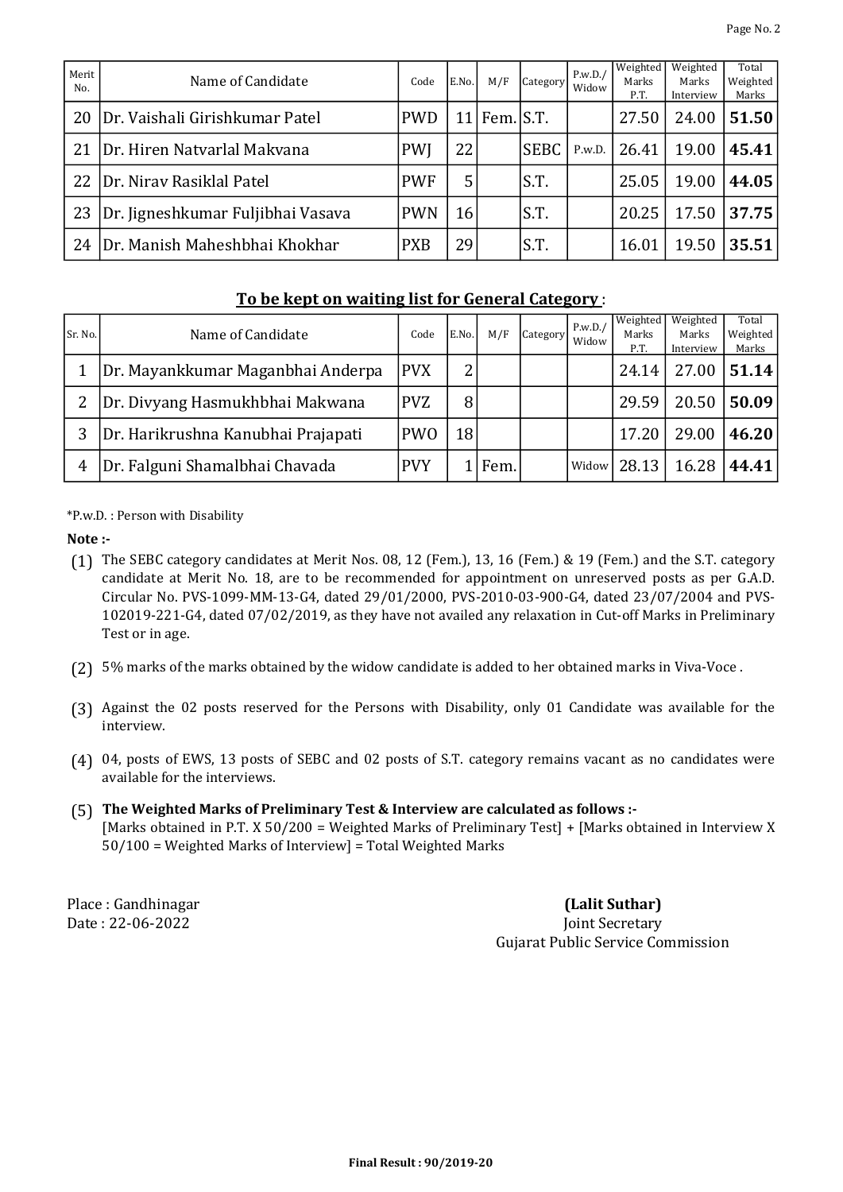| Merit No. | Name of Candidate | Code | E.No. | M/F | Category | P.w.D./ Widow | Weighted Marks P.T. | Weighted Marks Interview | Total Weighted Marks |
|---|---|---|---|---|---|---|---|---|---|
| 20 | Dr. Vaishali Girishkumar Patel | PWD | 11 | Fem. | S.T. | | 27.50 | 24.00 | **51.50** |
| 21 | Dr. Hiren Natvarlal Makvana | PWJ | 22 | | SEBC | P.w.D. | 26.41 | 19.00 | **45.41** |
| 22 | Dr. Nirav Rasiklal Patel | PWF | 5 | | S.T. | | 25.05 | 19.00 | **44.05** |
| 23 | Dr. Jigneshkumar Fuljibhai Vasava | PWN | 16 | | S.T. | | 20.25 | 17.50 | **37.75** |
| 24 | Dr. Manish Maheshbhai Khokhar | PXB | 29 | | S.T. | | 16.01 | 19.50 | **35.51** |

**To be kept on waiting list for General Category** :

| Sr. No. | Name of Candidate | Code | E.No. | M/F | Category | P.w.D./ Widow | Weighted Marks P.T. | Weighted Marks Interview | Total Weighted Marks |
|---|---|---|---|---|---|---|---|---|---|
| 1 | Dr. Mayankkumar Maganbhai Anderpa | PVX | 2 | | | | 24.14 | 27.00 | **51.14** |
| 2 | Dr. Divyang Hasmukhbhai Makwana | PVZ | 8 | | | | 29.59 | 20.50 | **50.09** |
| 3 | Dr. Harikrushna Kanubhai Prajapati | PWO | 18 | | | | 17.20 | 29.00 | **46.20** |
| 4 | Dr. Falguni Shamalbhai Chavada | PVY | 1 | Fem. | | Widow | 28.13 | 16.28 | **44.41** |

*P.w.D. : Person with Disability

**Note :-**

(1) The SEBC category candidates at Merit Nos. 08, 12 (Fem.), 13, 16 (Fem.) & 19 (Fem.) and the S.T. category candidate at Merit No. 18, are to be recommended for appointment on unreserved posts as per G.A.D. Circular No. PVS-1099-MM-13-G4, dated 29/01/2000, PVS-2010-03-900-G4, dated 23/07/2004 and PVS-102019-221-G4, dated 07/02/2019, as they have not availed any relaxation in Cut-off Marks in Preliminary Test or in age.

(2) 5% marks of the marks obtained by the widow candidate is added to her obtained marks in Viva-Voce .

(3) Against the 02 posts reserved for the Persons with Disability, only 01 Candidate was available for the interview.

(4) 04, posts of EWS, 13 posts of SEBC and 02 posts of S.T. category remains vacant as no candidates were available for the interviews.

(5) **The Weighted Marks of Preliminary Test & Interview are calculated as follows :-**
[Marks obtained in P.T. X 50/200 = Weighted Marks of Preliminary Test] + [Marks obtained in Interview X 50/100 = Weighted Marks of Interview] = Total Weighted Marks

Place : Gandhinagar
Date : 22-06-2022

**(Lalit Suthar)**
Joint Secretary
Gujarat Public Service Commission

**Final Result : 90/2019-20**